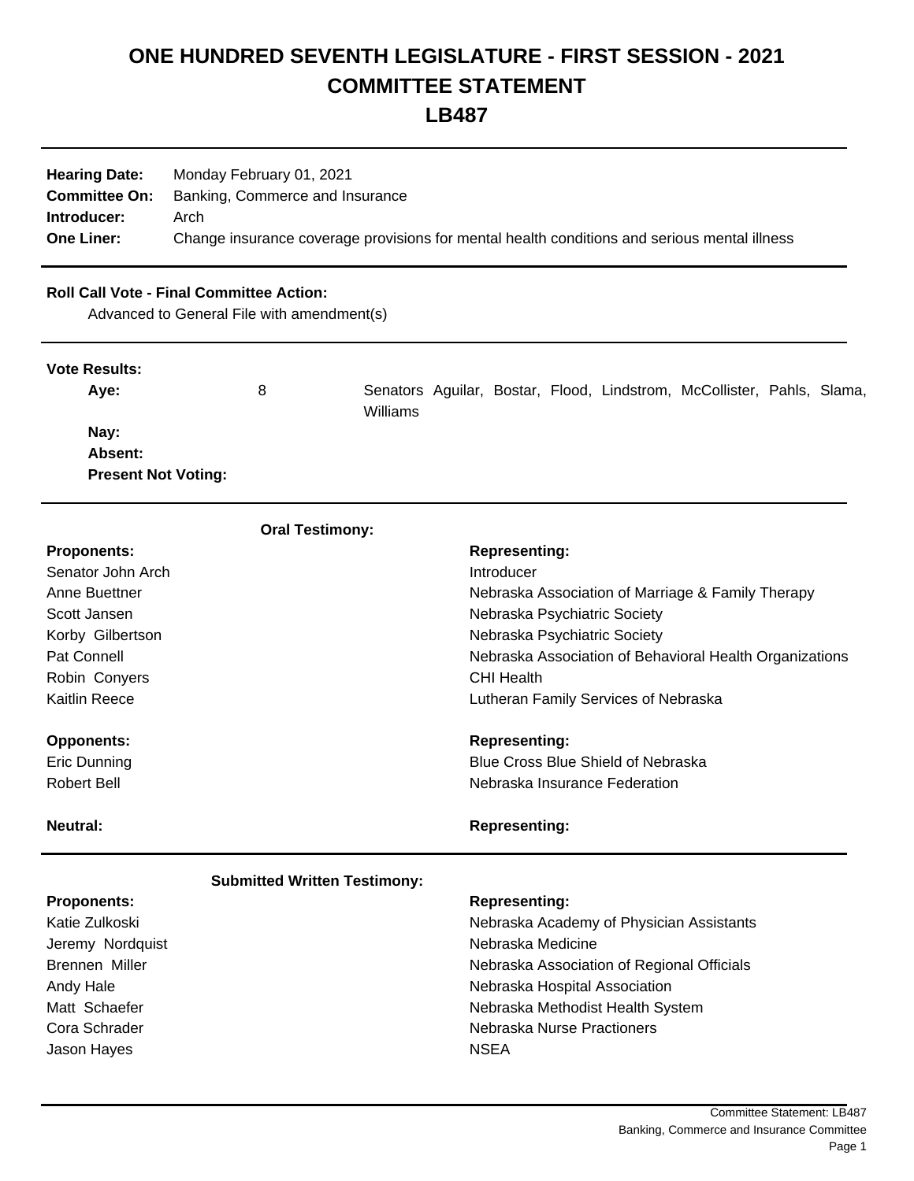# ONE HUNDRED SEVENTH LEGISLATURE - FIRST SESSION - 2021
# COMMITTEE STATEMENT
# LB487

**Hearing Date:** Monday February 01, 2021
**Committee On:** Banking, Commerce and Insurance
**Introducer:** Arch
**One Liner:** Change insurance coverage provisions for mental health conditions and serious mental illness

**Roll Call Vote - Final Committee Action:**

Advanced to General File with amendment(s)

**Vote Results:**

| | | |
|---|---|---|
| **Aye:** | 8 | Senators Aguilar, Bostar, Flood, Lindstrom, McCollister, Pahls, Slama, Williams |
| **Nay:** | | |
| **Absent:** | | |
| **Present Not Voting:** | | |

**Oral Testimony:**

| **Proponents:** | **Representing:** |
|---|---|
| Senator John Arch | Introducer |
| Anne Buettner | Nebraska Association of Marriage & Family Therapy |
| Scott Jansen | Nebraska Psychiatric Society |
| Korby Gilbertson | Nebraska Psychiatric Society |
| Pat Connell | Nebraska Association of Behavioral Health Organizations |
| Robin Conyers | CHI Health |
| Kaitlin Reece | Lutheran Family Services of Nebraska |

| **Opponents:** | **Representing:** |
|---|---|
| Eric Dunning | Blue Cross Blue Shield of Nebraska |
| Robert Bell | Nebraska Insurance Federation |

| **Neutral:** | **Representing:** |
|---|---|

**Submitted Written Testimony:**

| **Proponents:** | **Representing:** |
|---|---|
| Katie Zulkoski | Nebraska Academy of Physician Assistants |
| Jeremy Nordquist | Nebraska Medicine |
| Brennen Miller | Nebraska Association of Regional Officials |
| Andy Hale | Nebraska Hospital Association |
| Matt Schaefer | Nebraska Methodist Health System |
| Cora Schrader | Nebraska Nurse Practioners |
| Jason Hayes | NSEA |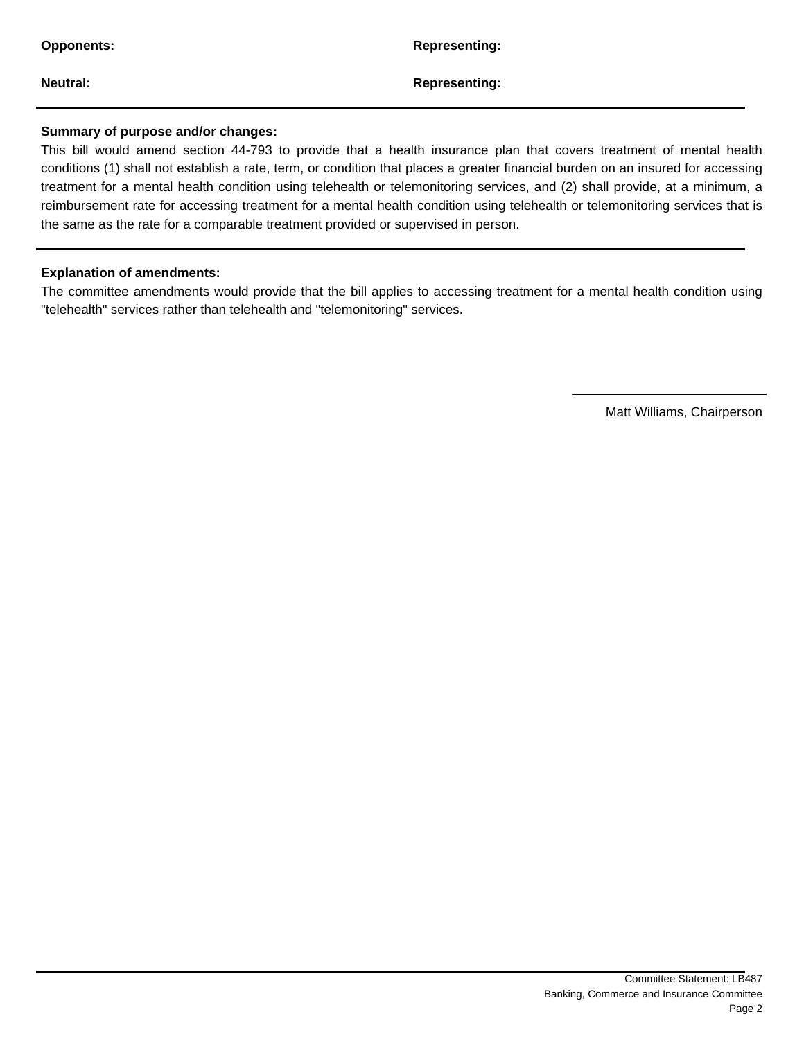**Opponents:** **Representing:**

**Neutral:** **Representing:**

---

**Summary of purpose and/or changes:**

This bill would amend section 44-793 to provide that a health insurance plan that covers treatment of mental health conditions (1) shall not establish a rate, term, or condition that places a greater financial burden on an insured for accessing treatment for a mental health condition using telehealth or telemonitoring services, and (2) shall provide, at a minimum, a reimbursement rate for accessing treatment for a mental health condition using telehealth or telemonitoring services that is the same as the rate for a comparable treatment provided or supervised in person.

---

**Explanation of amendments:**

The committee amendments would provide that the bill applies to accessing treatment for a mental health condition using "telehealth" services rather than telehealth and "telemonitoring" services.

Matt Williams, Chairperson